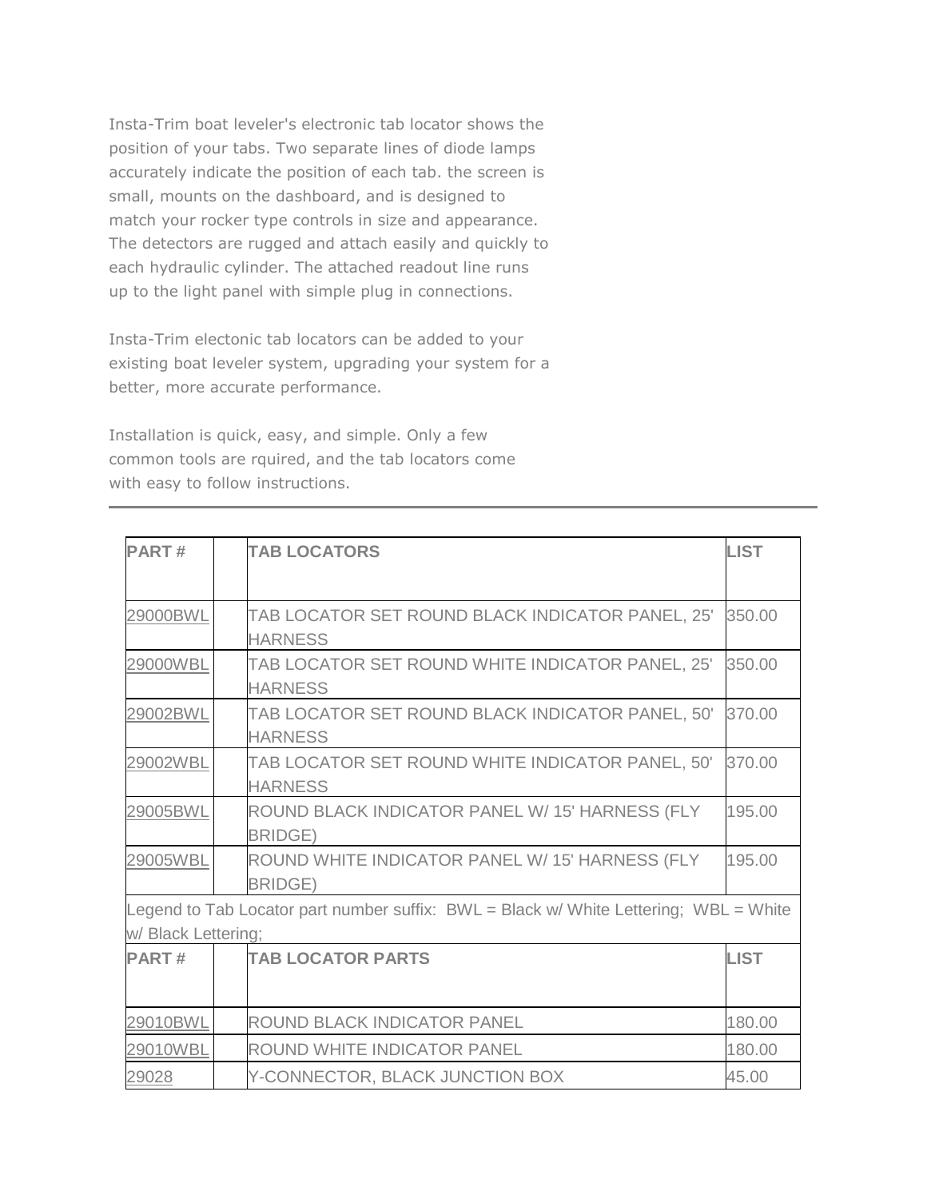Insta-Trim boat leveler's electronic tab locator shows the position of your tabs. Two separate lines of diode lamps accurately indicate the position of each tab. the screen is small, mounts on the dashboard, and is designed to match your rocker type controls in size and appearance. The detectors are rugged and attach easily and quickly to each hydraulic cylinder. The attached readout line runs up to the light panel with simple plug in connections.

Insta-Trim electonic tab locators can be added to your existing boat leveler system, upgrading your system for a better, more accurate performance.

Installation is quick, easy, and simple. Only a few common tools are rquired, and the tab locators come with easy to follow instructions.

---

| **PART #** | | **TAB LOCATORS** | **LIST** |
|---|---|---|---|
| 29000BWL | | TAB LOCATOR SET ROUND BLACK INDICATOR PANEL, 25' HARNESS | 350.00 |
| 29000WBL | | TAB LOCATOR SET ROUND WHITE INDICATOR PANEL, 25' HARNESS | 350.00 |
| 29002BWL | | TAB LOCATOR SET ROUND BLACK INDICATOR PANEL, 50' HARNESS | 370.00 |
| 29002WBL | | TAB LOCATOR SET ROUND WHITE INDICATOR PANEL, 50' HARNESS | 370.00 |
| 29005BWL | | ROUND BLACK INDICATOR PANEL W/ 15' HARNESS (FLY BRIDGE) | 195.00 |
| 29005WBL | | ROUND WHITE INDICATOR PANEL W/ 15' HARNESS (FLY BRIDGE) | 195.00 |
| Legend to Tab Locator part number suffix: BWL = Black w/ White Lettering; WBL = White w/ Black Lettering; | | | |
| **PART #** | | **TAB LOCATOR PARTS** | **LIST** |
| 29010BWL | | ROUND BLACK INDICATOR PANEL | 180.00 |
| 29010WBL | | ROUND WHITE INDICATOR PANEL | 180.00 |
| 29028 | | Y-CONNECTOR, BLACK JUNCTION BOX | 45.00 |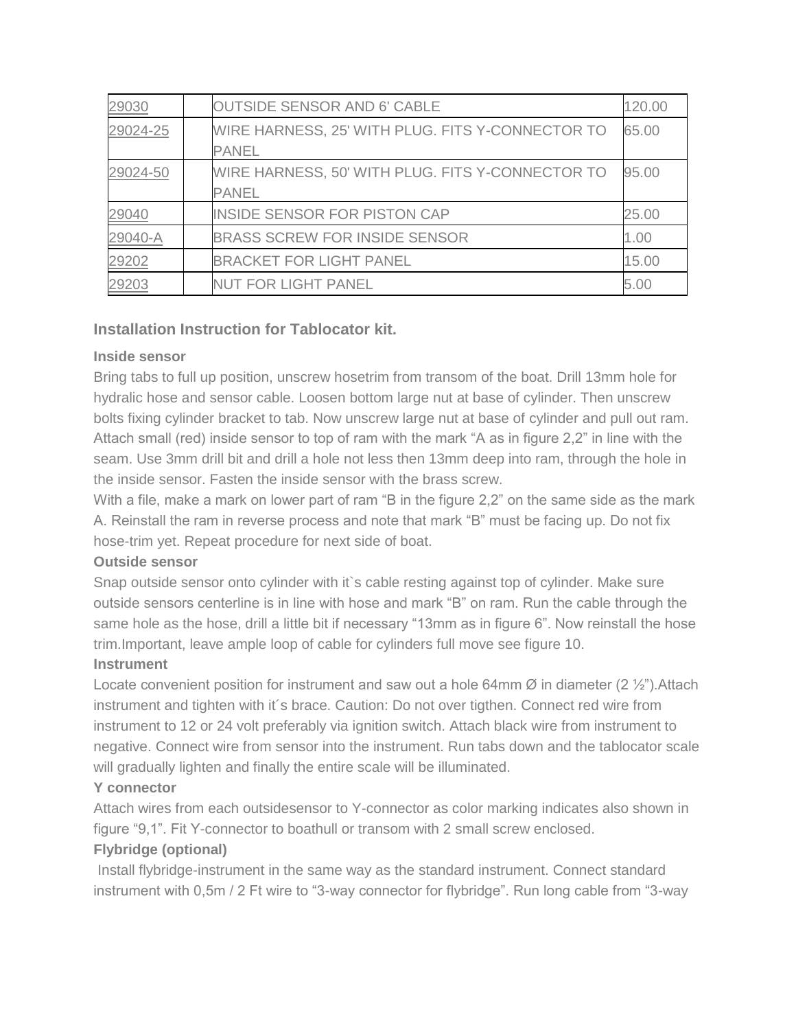| 29030 | | OUTSIDE SENSOR AND 6' CABLE | 120.00 |
|---|---|---|---|
| 29024-25 | | WIRE HARNESS, 25' WITH PLUG. FITS Y-CONNECTOR TO PANEL | 65.00 |
| 29024-50 | | WIRE HARNESS, 50' WITH PLUG. FITS Y-CONNECTOR TO PANEL | 95.00 |
| 29040 | | INSIDE SENSOR FOR PISTON CAP | 25.00 |
| 29040-A | | BRASS SCREW FOR INSIDE SENSOR | 1.00 |
| 29202 | | BRACKET FOR LIGHT PANEL | 15.00 |
| 29203 | | NUT FOR LIGHT PANEL | 5.00 |

### Installation Instruction for Tablocator kit.

**Inside sensor**

Bring tabs to full up position, unscrew hosetrim from transom of the boat. Drill 13mm hole for hydralic hose and sensor cable. Loosen bottom large nut at base of cylinder. Then unscrew bolts fixing cylinder bracket to tab. Now unscrew large nut at base of cylinder and pull out ram. Attach small (red) inside sensor to top of ram with the mark "A as in figure 2,2" in line with the seam. Use 3mm drill bit and drill a hole not less then 13mm deep into ram, through the hole in the inside sensor. Fasten the inside sensor with the brass screw.

With a file, make a mark on lower part of ram "B in the figure 2,2" on the same side as the mark A. Reinstall the ram in reverse process and note that mark "B" must be facing up. Do not fix hose-trim yet. Repeat procedure for next side of boat.

**Outside sensor**

Snap outside sensor onto cylinder with it`s cable resting against top of cylinder. Make sure outside sensors centerline is in line with hose and mark "B" on ram. Run the cable through the same hole as the hose, drill a little bit if necessary "13mm as in figure 6". Now reinstall the hose trim.Important, leave ample loop of cable for cylinders full move see figure 10.

**Instrument**

Locate convenient position for instrument and saw out a hole 64mm Ø in diameter (2 ½").Attach instrument and tighten with it´s brace. Caution: Do not over tigthen. Connect red wire from instrument to 12 or 24 volt preferably via ignition switch. Attach black wire from instrument to negative. Connect wire from sensor into the instrument. Run tabs down and the tablocator scale will gradually lighten and finally the entire scale will be illuminated.

**Y connector**

Attach wires from each outsidesensor to Y-connector as color marking indicates also shown in figure "9,1". Fit Y-connector to boathull or transom with 2 small screw enclosed.

**Flybridge (optional)**

Install flybridge-instrument in the same way as the standard instrument. Connect standard instrument with 0,5m / 2 Ft wire to "3-way connector for flybridge". Run long cable from "3-way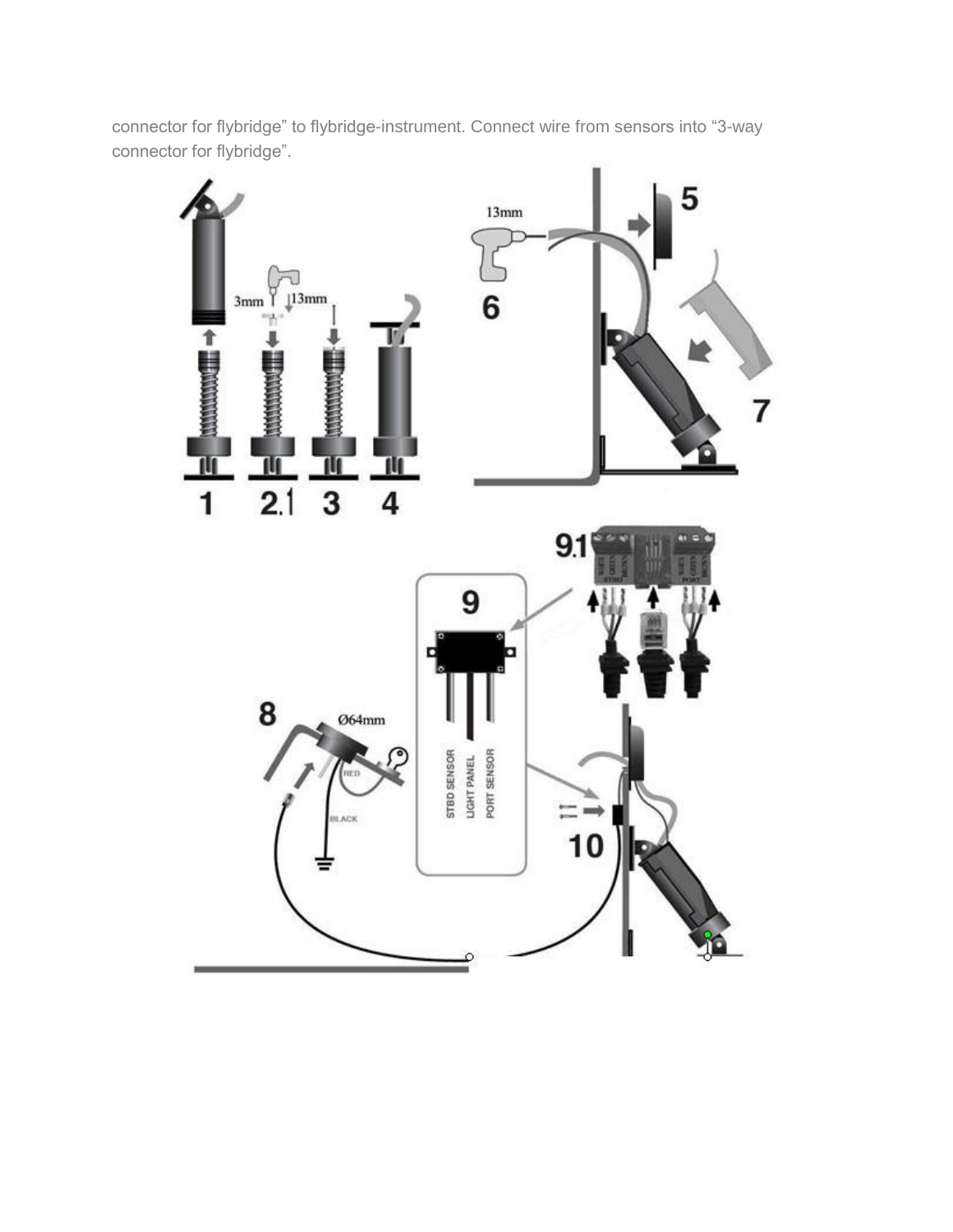connector for flybridge" to flybridge-instrument. Connect wire from sensors into "3-way connector for flybridge".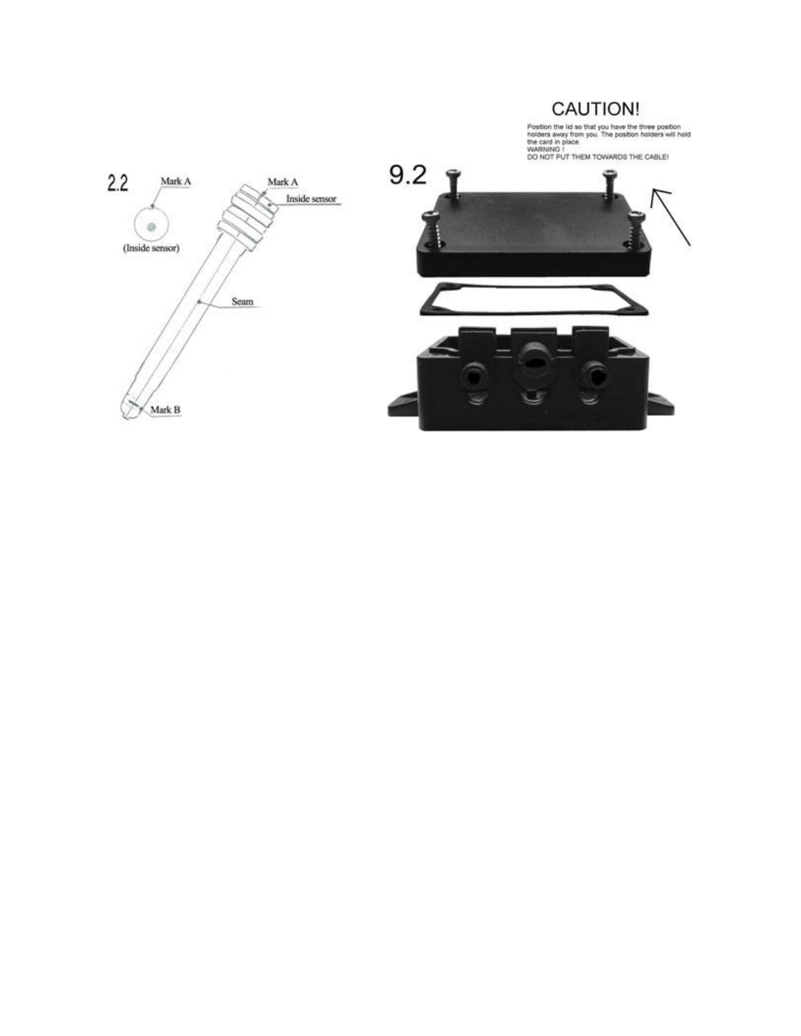2.2

Mark A

(Inside sensor)

Mark A

Inside sensor

Seam

Mark B

9.2

CAUTION!

Position the lid so that you have the three position holders away from you. The position holders will hold the card in place.
WARNING !
DO NOT PUT THEM TOWARDS THE CABLE!